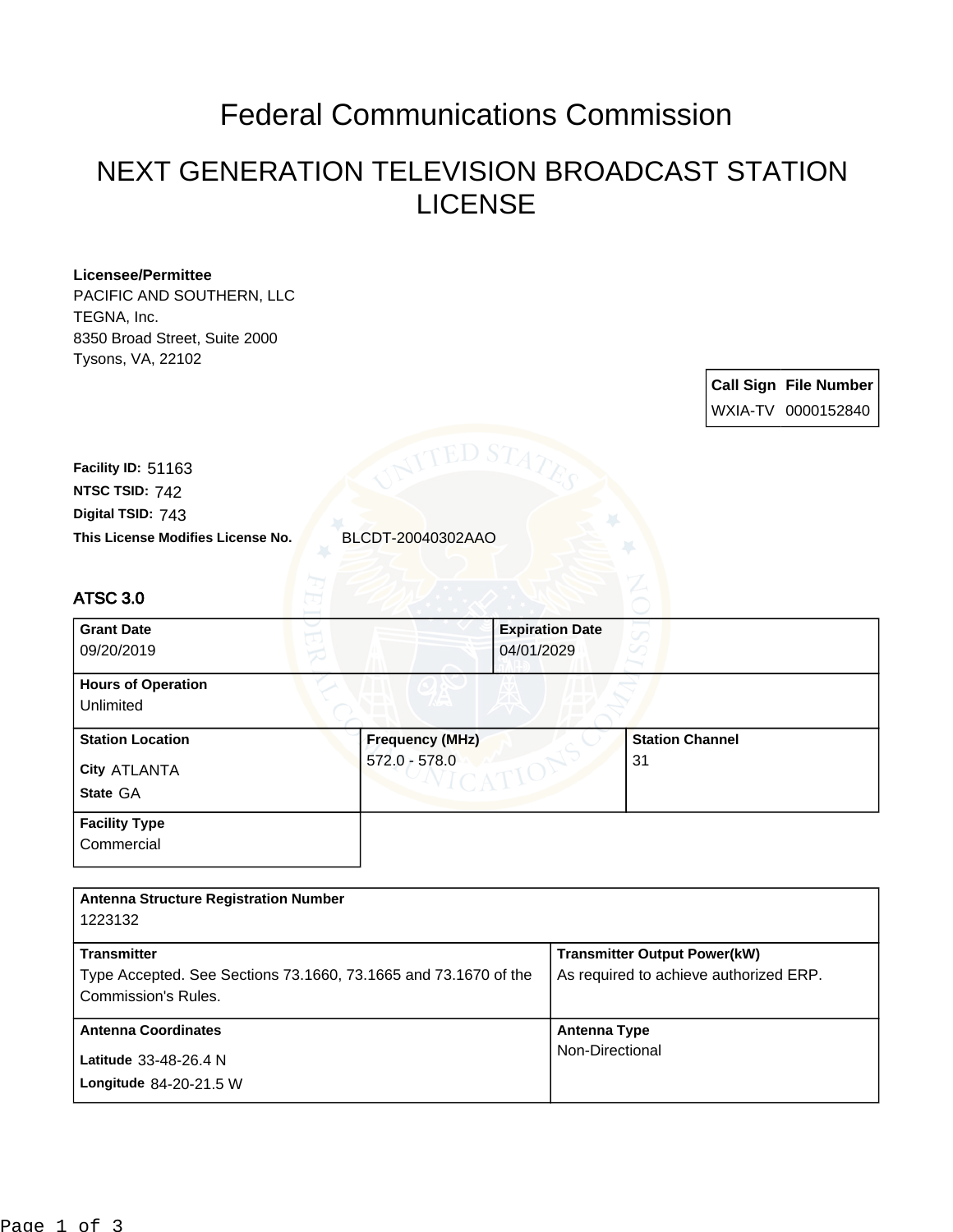# Federal Communications Commission

## NEXT GENERATION TELEVISION BROADCAST STATION LICENSE

**Licensee/Permittee**
PACIFIC AND SOUTHERN, LLC
TEGNA, Inc.
8350 Broad Street, Suite 2000
Tysons, VA, 22102

| Call Sign | File Number |
|---|---|
| WXIA-TV | 0000152840 |

**Facility ID:** 51163
**NTSC TSID:** 742
**Digital TSID:** 743
**This License Modifies License No.** BLCDT-20040302AAO

### ATSC 3.0

| Grant Date | Expiration Date | |
|---|---|---|
| 09/20/2019 | 04/01/2029 | |
| **Hours of Operation** | | |
| Unlimited | | |
| **Station Location** | **Frequency (MHz)** | **Station Channel** |
| City ATLANTA<br>State GA | 572.0 - 578.0 | 31 |
| **Facility Type** | | |
| Commercial | | |

| Antenna Structure Registration Number | |
|---|---|
| 1223132 | |
| **Transmitter** | **Transmitter Output Power(kW)** |
| Type Accepted. See Sections 73.1660, 73.1665 and 73.1670 of the Commission's Rules. | As required to achieve authorized ERP. |
| **Antenna Coordinates** | **Antenna Type** |
| Latitude 33-48-26.4 N<br>Longitude 84-20-21.5 W | Non-Directional |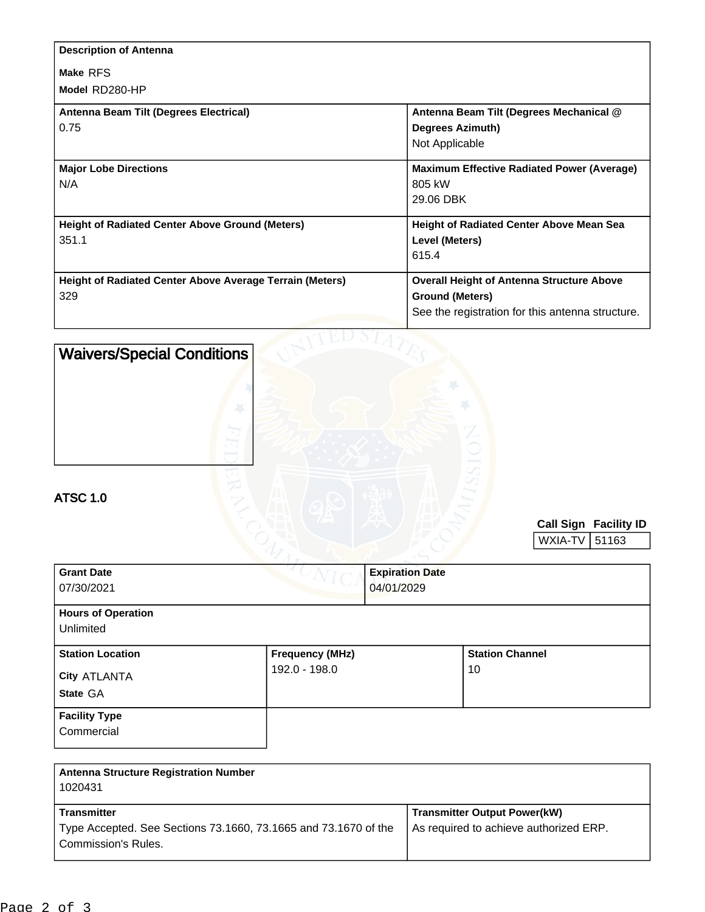| Description of Antenna | |
|---|---|
| **Make** RFS<br>**Model** RD280-HP | |
| **Antenna Beam Tilt (Degrees Electrical)**<br>0.75 | **Antenna Beam Tilt (Degrees Mechanical @ Degrees Azimuth)**<br>Not Applicable |
| **Major Lobe Directions**<br>N/A | **Maximum Effective Radiated Power (Average)**<br>805 kW<br>29.06 DBK |
| **Height of Radiated Center Above Ground (Meters)**<br>351.1 | **Height of Radiated Center Above Mean Sea Level (Meters)**<br>615.4 |
| **Height of Radiated Center Above Average Terrain (Meters)**<br>329 | **Overall Height of Antenna Structure Above Ground (Meters)**<br>See the registration for this antenna structure. |

## Waivers/Special Conditions

## ATSC 1.0

| Call Sign | Facility ID |
|---|---|
| WXIA-TV | 51163 |

| Grant Date | Expiration Date |
|---|---|
| 07/30/2021 | 04/01/2029 |

| Hours of Operation |
|---|
| Unlimited |

| Station Location | Frequency (MHz) | Station Channel |
|---|---|---|
| **City** ATLANTA<br>**State** GA | 192.0 - 198.0 | 10 |

| Facility Type |
|---|
| Commercial |

| Antenna Structure Registration Number | |
|---|---|
| 1020431 | |
| **Transmitter**<br>Type Accepted. See Sections 73.1660, 73.1665 and 73.1670 of the Commission's Rules. | **Transmitter Output Power(kW)**<br>As required to achieve authorized ERP. |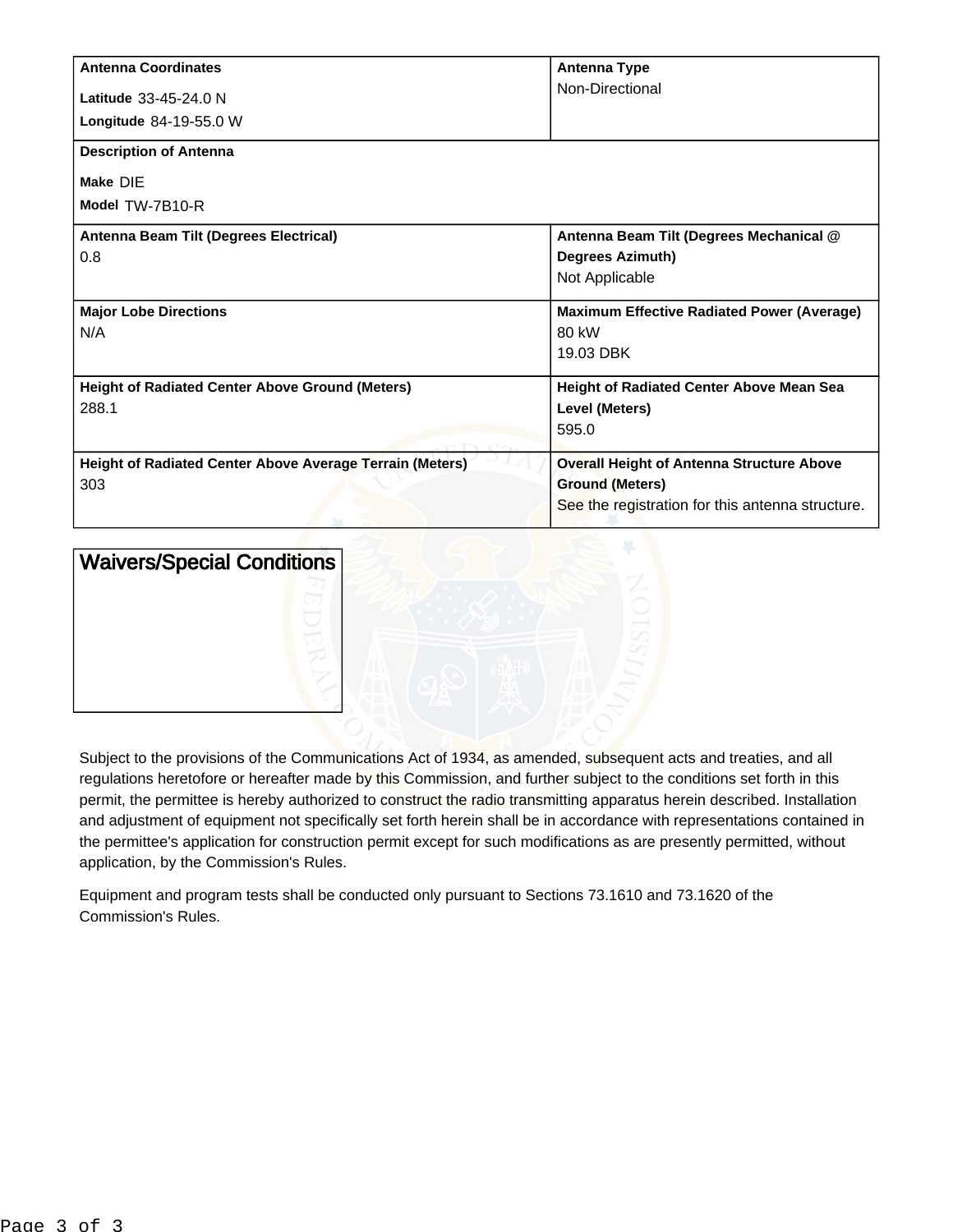| | |
|---|---|
| **Antenna Coordinates**<br>**Latitude** 33-45-24.0 N<br>**Longitude** 84-19-55.0 W | **Antenna Type**<br>Non-Directional |
| **Description of Antenna**<br>**Make** DIE<br>**Model** TW-7B10-R | |
| **Antenna Beam Tilt (Degrees Electrical)**<br>0.8 | **Antenna Beam Tilt (Degrees Mechanical @ Degrees Azimuth)**<br>Not Applicable |
| **Major Lobe Directions**<br>N/A | **Maximum Effective Radiated Power (Average)**<br>80 kW<br>19.03 DBK |
| **Height of Radiated Center Above Ground (Meters)**<br>288.1 | **Height of Radiated Center Above Mean Sea Level (Meters)**<br>595.0 |
| **Height of Radiated Center Above Average Terrain (Meters)**<br>303 | **Overall Height of Antenna Structure Above Ground (Meters)**<br>See the registration for this antenna structure. |

## Waivers/Special Conditions

Subject to the provisions of the Communications Act of 1934, as amended, subsequent acts and treaties, and all regulations heretofore or hereafter made by this Commission, and further subject to the conditions set forth in this permit, the permittee is hereby authorized to construct the radio transmitting apparatus herein described. Installation and adjustment of equipment not specifically set forth herein shall be in accordance with representations contained in the permittee's application for construction permit except for such modifications as are presently permitted, without application, by the Commission's Rules.

Equipment and program tests shall be conducted only pursuant to Sections 73.1610 and 73.1620 of the Commission's Rules.